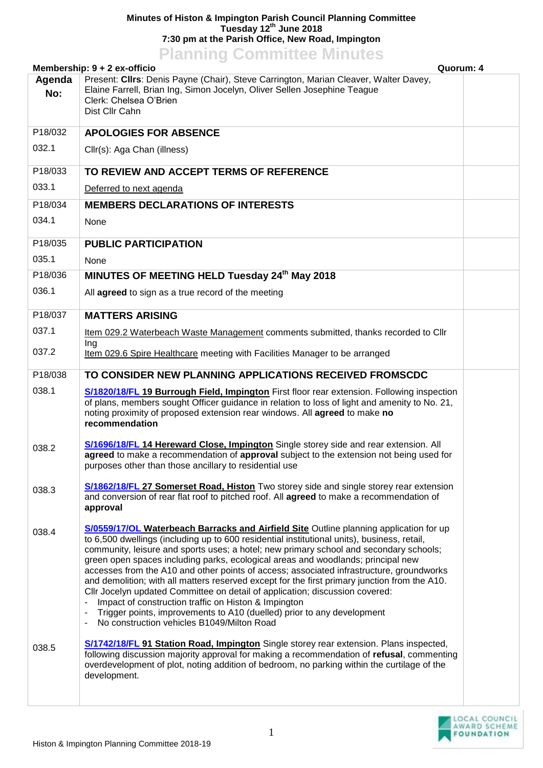**Minutes of Histon & Impington Parish Council Planning Committee**
**Tuesday 12th June 2018**
**7:30 pm at the Parish Office, New Road, Impington**

# Planning Committee Minutes

**Membership: 9 + 2 ex-officio** **Quorum: 4**

| Agenda No: | Present: **Cllrs**: Denis Payne (Chair), Steve Carrington, Marian Cleaver, Walter Davey, Elaine Farrell, Brian Ing, Simon Jocelyn, Oliver Sellen Josephine Teague<br>Clerk: Chelsea O'Brien<br>Dist Cllr Cahn | |
|---|---|---|
| P18/032 | **APOLOGIES FOR ABSENCE** | |
| 032.1 | Cllr(s): Aga Chan (illness) | |
| P18/033 | **TO REVIEW AND ACCEPT TERMS OF REFERENCE** | |
| 033.1 | Deferred to next agenda | |
| P18/034 | **MEMBERS DECLARATIONS OF INTERESTS** | |
| 034.1 | None | |
| P18/035 | **PUBLIC PARTICIPATION** | |
| 035.1 | None | |
| P18/036 | **MINUTES OF MEETING HELD Tuesday 24th May 2018** | |
| 036.1 | All **agreed** to sign as a true record of the meeting | |
| P18/037 | **MATTERS ARISING** | |
| 037.1 | Item 029.2 Waterbeach Waste Management comments submitted, thanks recorded to Cllr Ing | |
| 037.2 | Item 029.6 Spire Healthcare meeting with Facilities Manager to be arranged | |
| P18/038 | **TO CONSIDER NEW PLANNING APPLICATIONS RECEIVED FROMSCDC** | |
| 038.1 | **S/1820/18/FL 19 Burrough Field, Impington** First floor rear extension. Following inspection of plans, members sought Officer guidance in relation to loss of light and amenity to No. 21, noting proximity of proposed extension rear windows. All **agreed** to make **no recommendation** | |
| 038.2 | **S/1696/18/FL 14 Hereward Close, Impington** Single storey side and rear extension. All **agreed** to make a recommendation of **approval** subject to the extension not being used for purposes other than those ancillary to residential use | |
| 038.3 | **S/1862/18/FL 27 Somerset Road, Histon** Two storey side and single storey rear extension and conversion of rear flat roof to pitched roof. All **agreed** to make a recommendation of **approval** | |
| 038.4 | **S/0559/17/OL Waterbeach Barracks and Airfield Site** Outline planning application for up to 6,500 dwellings (including up to 600 residential institutional units), business, retail, community, leisure and sports uses; a hotel; new primary school and secondary schools; green open spaces including parks, ecological areas and woodlands; principal new accesses from the A10 and other points of access; associated infrastructure, groundworks and demolition; with all matters reserved except for the first primary junction from the A10. Cllr Jocelyn updated Committee on detail of application; discussion covered:<br>- Impact of construction traffic on Histon & Impington<br>- Trigger points, improvements to A10 (duelled) prior to any development<br>- No construction vehicles B1049/Milton Road | |
| 038.5 | **S/1742/18/FL 91 Station Road, Impington** Single storey rear extension. Plans inspected, following discussion majority approval for making a recommendation of **refusal**, commenting overdevelopment of plot, noting addition of bedroom, no parking within the curtilage of the development. | |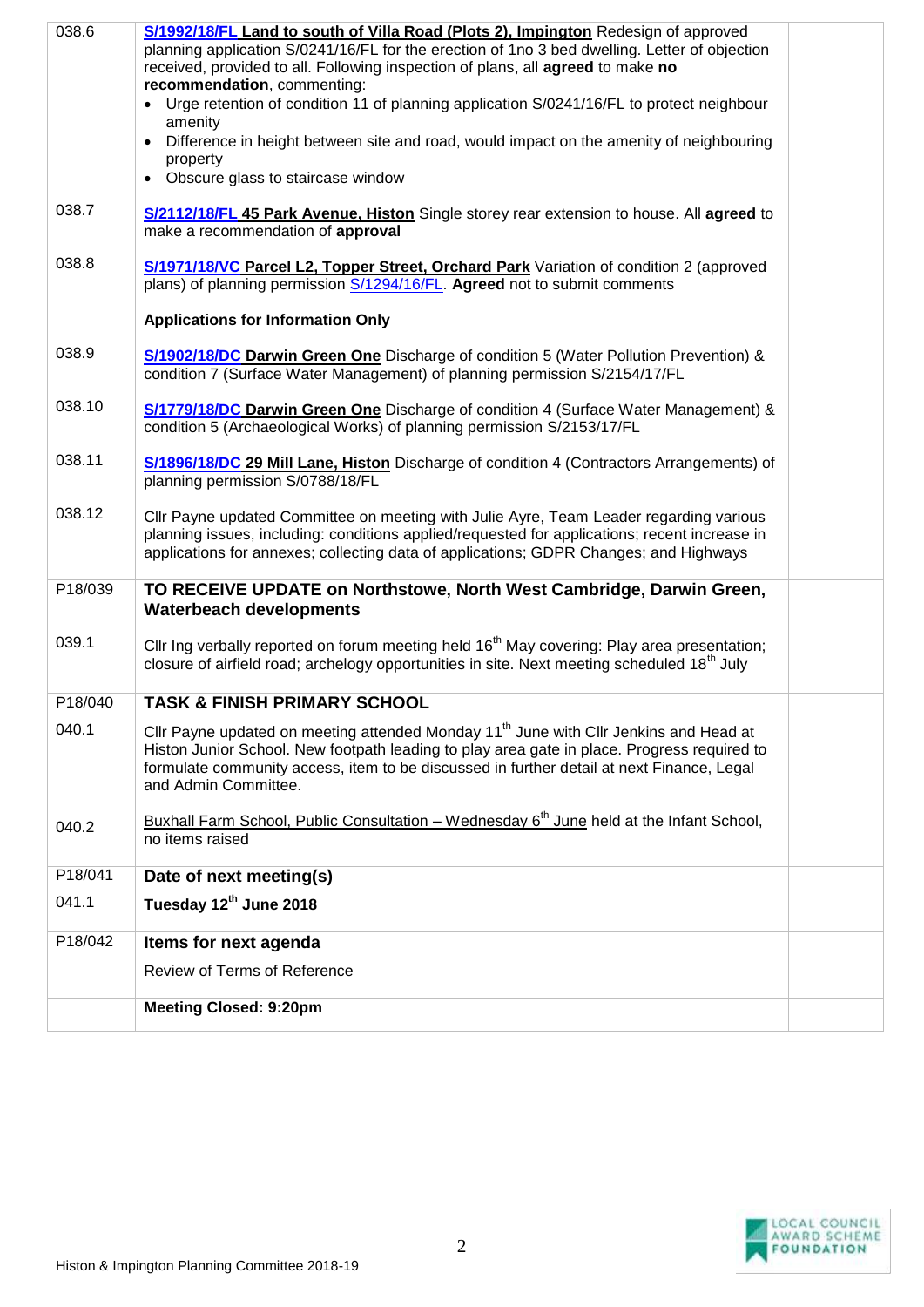| | | |
|---|---|---|
| 038.6 | **S/1992/18/FL Land to south of Villa Road (Plots 2), Impington** Redesign of approved planning application S/0241/16/FL for the erection of 1no 3 bed dwelling. Letter of objection received, provided to all. Following inspection of plans, all **agreed** to make **no recommendation**, commenting:<br>• Urge retention of condition 11 of planning application S/0241/16/FL to protect neighbour amenity<br>• Difference in height between site and road, would impact on the amenity of neighbouring property<br>• Obscure glass to staircase window | |
| 038.7 | **S/2112/18/FL 45 Park Avenue, Histon** Single storey rear extension to house. All **agreed** to make a recommendation of **approval** | |
| 038.8 | **S/1971/18/VC Parcel L2, Topper Street, Orchard Park** Variation of condition 2 (approved plans) of planning permission S/1294/16/FL. **Agreed** not to submit comments<br><br>**Applications for Information Only** | |
| 038.9 | **S/1902/18/DC Darwin Green One** Discharge of condition 5 (Water Pollution Prevention) & condition 7 (Surface Water Management) of planning permission S/2154/17/FL | |
| 038.10 | **S/1779/18/DC Darwin Green One** Discharge of condition 4 (Surface Water Management) & condition 5 (Archaeological Works) of planning permission S/2153/17/FL | |
| 038.11 | **S/1896/18/DC 29 Mill Lane, Histon** Discharge of condition 4 (Contractors Arrangements) of planning permission S/0788/18/FL | |
| 038.12 | Cllr Payne updated Committee on meeting with Julie Ayre, Team Leader regarding various planning issues, including: conditions applied/requested for applications; recent increase in applications for annexes; collecting data of applications; GDPR Changes; and Highways | |
| P18/039 | **TO RECEIVE UPDATE on Northstowe, North West Cambridge, Darwin Green, Waterbeach developments** | |
| 039.1 | Cllr Ing verbally reported on forum meeting held 16th May covering: Play area presentation; closure of airfield road; archelogy opportunities in site. Next meeting scheduled 18th July | |
| P18/040 | **TASK & FINISH PRIMARY SCHOOL** | |
| 040.1 | Cllr Payne updated on meeting attended Monday 11th June with Cllr Jenkins and Head at Histon Junior School. New footpath leading to play area gate in place. Progress required to formulate community access, item to be discussed in further detail at next Finance, Legal and Admin Committee. | |
| 040.2 | Buxhall Farm School, Public Consultation – Wednesday 6th June held at the Infant School, no items raised | |
| P18/041 | **Date of next meeting(s)** | |
| 041.1 | **Tuesday 12th June 2018** | |
| P18/042 | **Items for next agenda**<br><br>Review of Terms of Reference | |
| | **Meeting Closed: 9:20pm** | |

Histon & Impington Planning Committee 2018-19